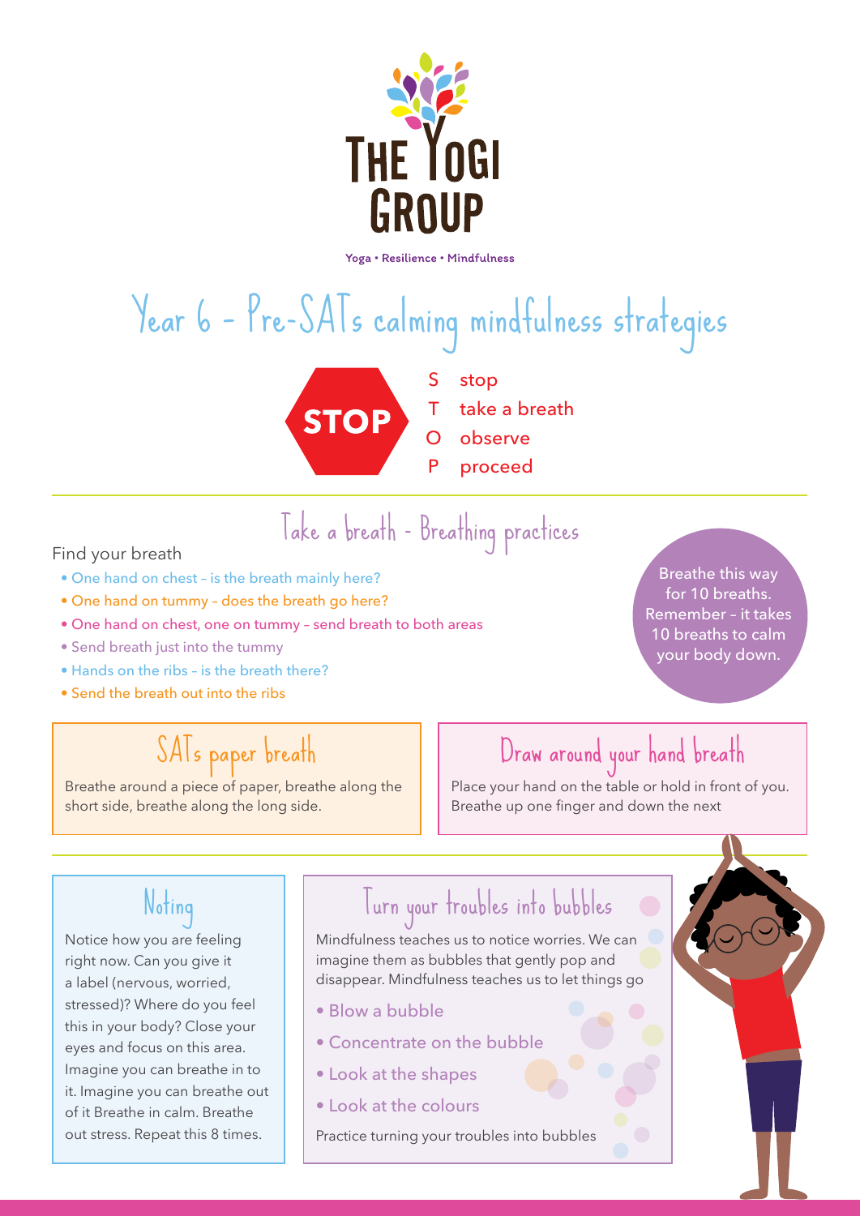# The Yogi Group

Yoga • Resilience • Mindfulness

# Year 6 – Pre-SATs calming mindfulness strategies

STOP

- S stop
- T take a breath
- O observe
- P proceed

## Take a breath – Breathing practices

Find your breath

- One hand on chest – is the breath mainly here?
- One hand on tummy – does the breath go here?
- One hand on chest, one on tummy – send breath to both areas
- Send breath just into the tummy
- Hands on the ribs – is the breath there?
- Send the breath out into the ribs

Breathe this way for 10 breaths. Remember – it takes 10 breaths to calm your body down.

### SATs paper breath

Breathe around a piece of paper, breathe along the short side, breathe along the long side.

### Draw around your hand breath

Place your hand on the table or hold in front of you. Breathe up one finger and down the next

### Noting

Notice how you are feeling right now. Can you give it a label (nervous, worried, stressed)? Where do you feel this in your body? Close your eyes and focus on this area. Imagine you can breathe in to it. Imagine you can breathe out of it Breathe in calm. Breathe out stress. Repeat this 8 times.

### Turn your troubles into bubbles

Mindfulness teaches us to notice worries. We can imagine them as bubbles that gently pop and disappear. Mindfulness teaches us to let things go

- Blow a bubble
- Concentrate on the bubble
- Look at the shapes
- Look at the colours

Practice turning your troubles into bubbles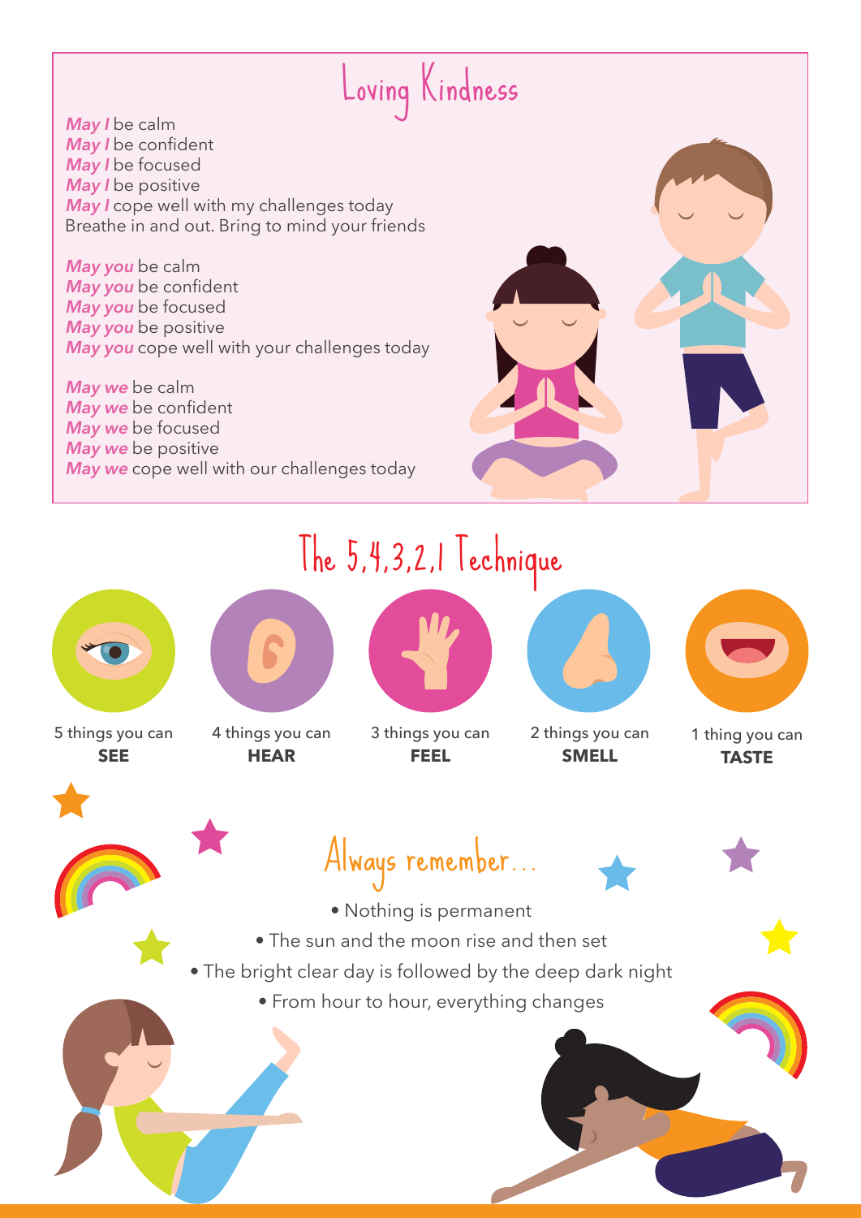## Loving Kindness

*May I* be calm
*May I* be confident
*May I* be focused
*May I* be positive
*May I* cope well with my challenges today
Breathe in and out. Bring to mind your friends

*May you* be calm
*May you* be confident
*May you* be focused
*May you* be positive
*May you* cope well with your challenges today

*May we* be calm
*May we* be confident
*May we* be focused
*May we* be positive
*May we* cope well with our challenges today

## The 5,4,3,2,1 Technique

5 things you can **SEE**

4 things you can **HEAR**

3 things you can **FEEL**

2 things you can **SMELL**

1 thing you can **TASTE**

## Always remember...

- Nothing is permanent
- The sun and the moon rise and then set
- The bright clear day is followed by the deep dark night
- From hour to hour, everything changes